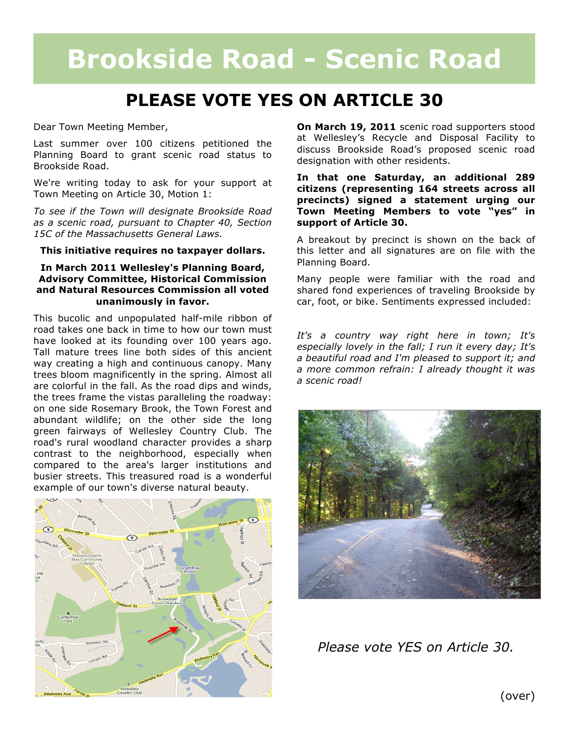# Brookside Road - Scenic Road

## PLEASE VOTE YES ON ARTICLE 30

Dear Town Meeting Member,

Last summer over 100 citizens petitioned the Planning Board to grant scenic road status to Brookside Road.

We're writing today to ask for your support at Town Meeting on Article 30, Motion 1:

*To see if the Town will designate Brookside Road as a scenic road, pursuant to Chapter 40, Section 15C of the Massachusetts General Laws.*

**This initiative requires no taxpayer dollars.**

**In March 2011 Wellesley's Planning Board, Advisory Committee, Historical Commission and Natural Resources Commission all voted unanimously in favor.**

This bucolic and unpopulated half-mile ribbon of road takes one back in time to how our town must have looked at its founding over 100 years ago. Tall mature trees line both sides of this ancient way creating a high and continuous canopy. Many trees bloom magnificently in the spring. Almost all are colorful in the fall. As the road dips and winds, the trees frame the vistas paralleling the roadway: on one side Rosemary Brook, the Town Forest and abundant wildlife; on the other side the long green fairways of Wellesley Country Club. The road's rural woodland character provides a sharp contrast to the neighborhood, especially when compared to the area's larger institutions and busier streets. This treasured road is a wonderful example of our town's diverse natural beauty.

**On March 19, 2011** scenic road supporters stood at Wellesley's Recycle and Disposal Facility to discuss Brookside Road's proposed scenic road designation with other residents.

**In that one Saturday, an additional 289 citizens (representing 164 streets across all precincts) signed a statement urging our Town Meeting Members to vote "yes" in support of Article 30.**

A breakout by precinct is shown on the back of this letter and all signatures are on file with the Planning Board.

Many people were familiar with the road and shared fond experiences of traveling Brookside by car, foot, or bike. Sentiments expressed included:

*It's a country way right here in town; It's especially lovely in the fall; I run it every day; It's a beautiful road and I'm pleased to support it; and a more common refrain: I already thought it was a scenic road!*

*Please vote YES on Article 30.*

(over)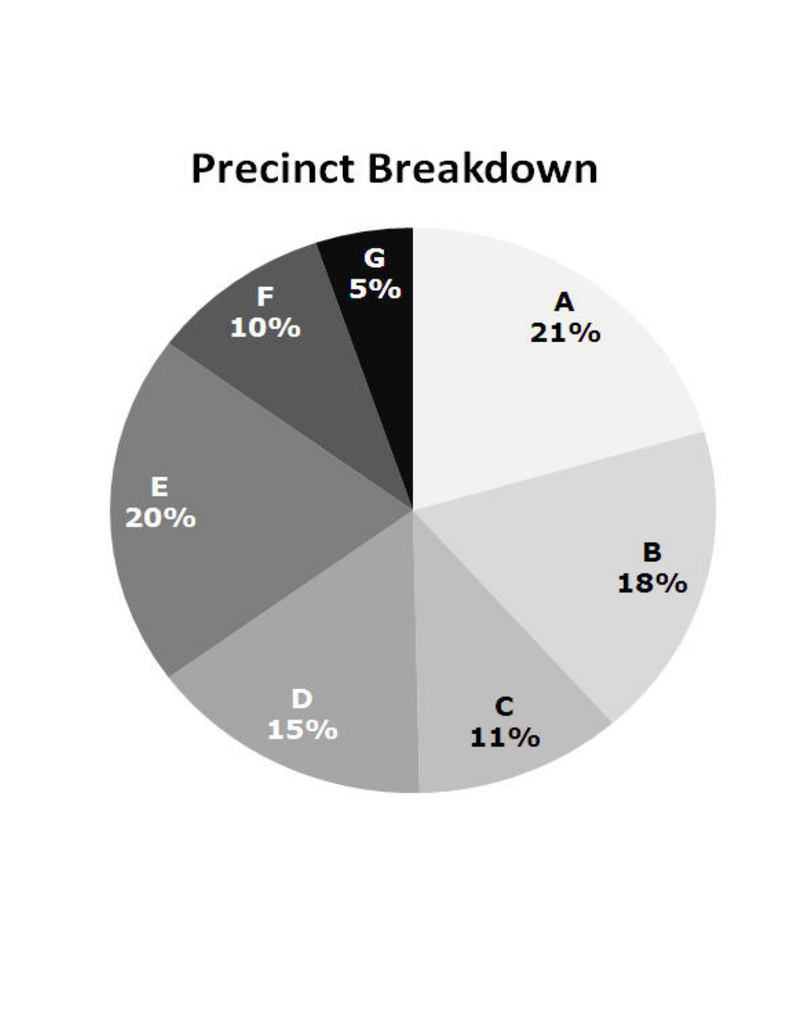# Precinct Breakdown

G
5%

A
21%

F
10%

E
20%

B
18%

D
15%

C
11%